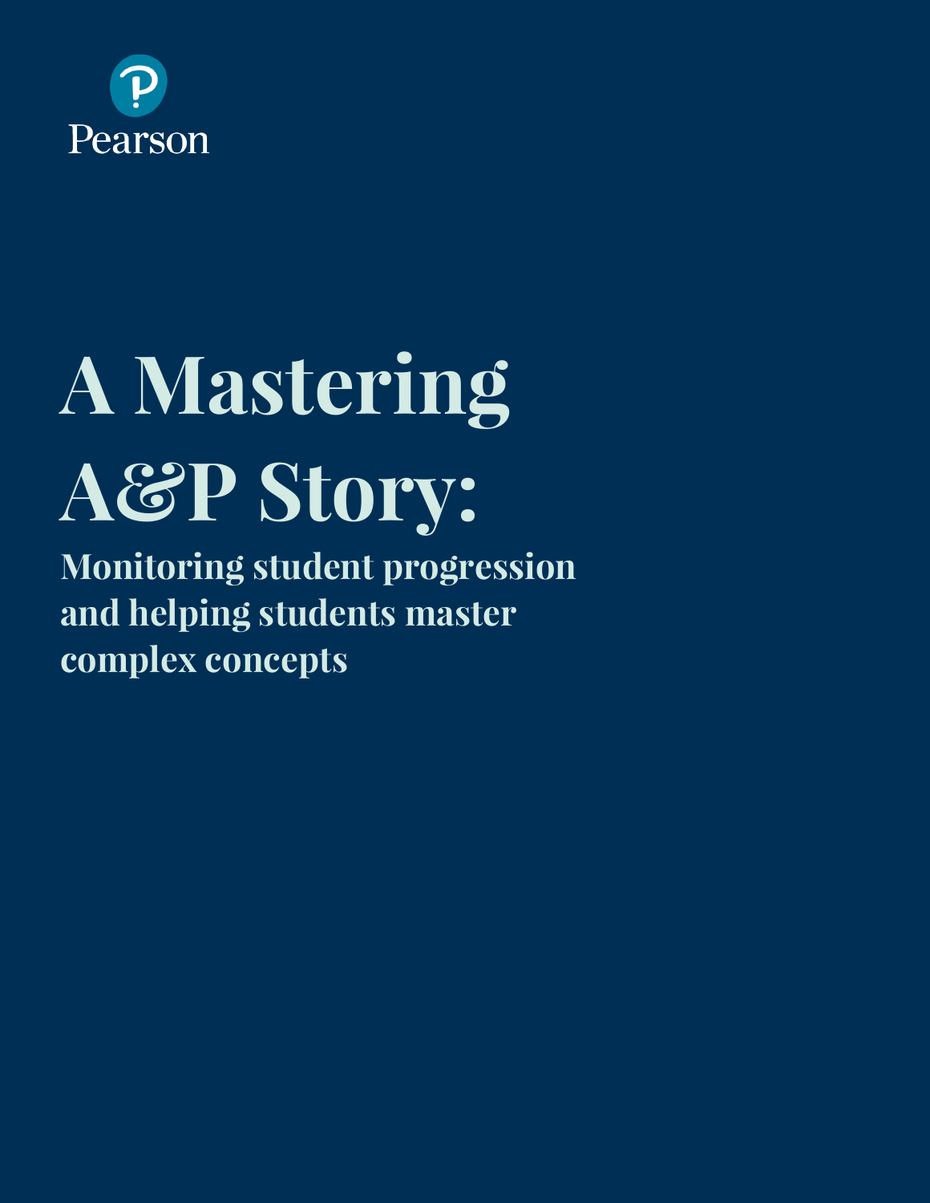Pearson

# A Mastering A&P Story:

## Monitoring student progression and helping students master complex concepts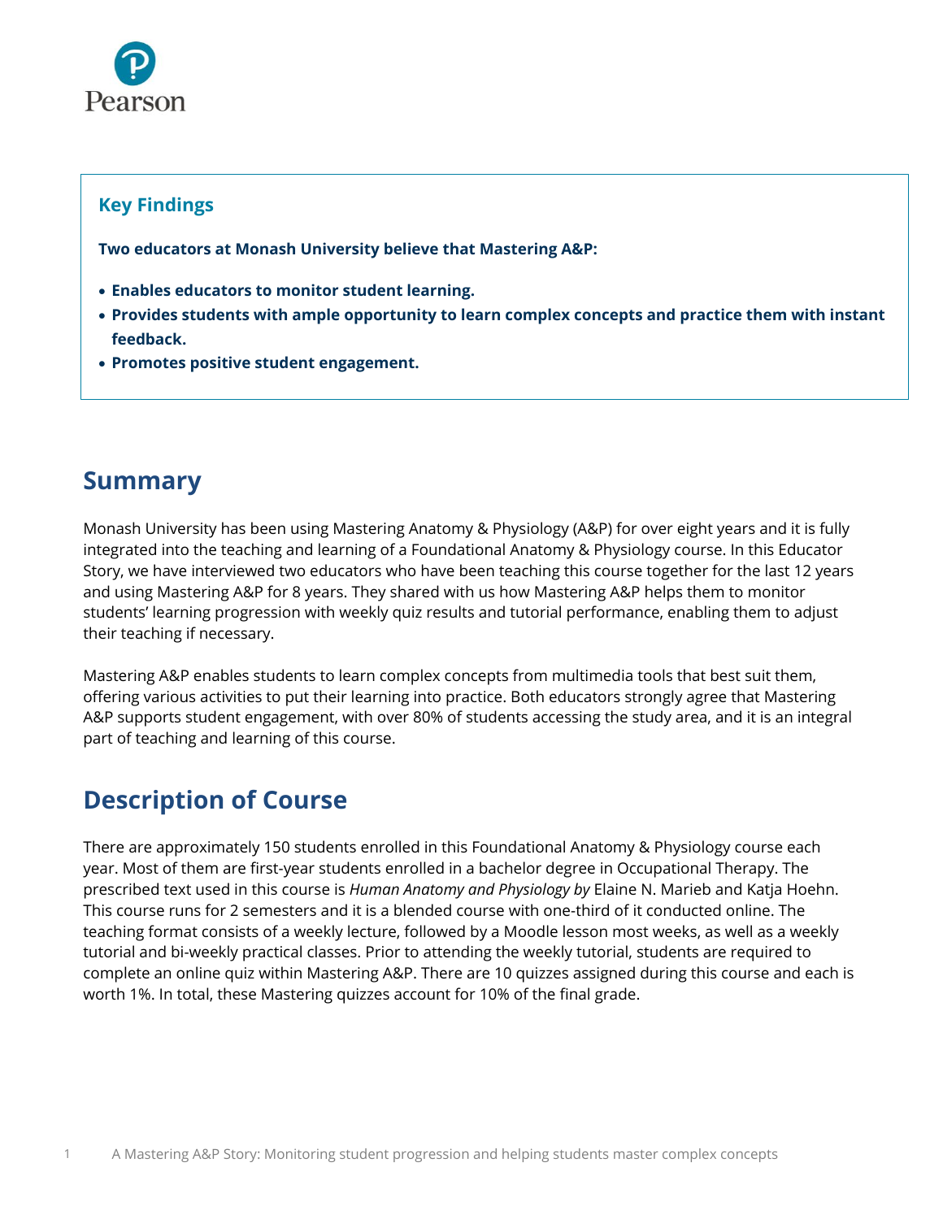### Key Findings

**Two educators at Monash University believe that Mastering A&P:**

- **Enables educators to monitor student learning.**
- **Provides students with ample opportunity to learn complex concepts and practice them with instant feedback.**
- **Promotes positive student engagement.**

## Summary

Monash University has been using Mastering Anatomy & Physiology (A&P) for over eight years and it is fully integrated into the teaching and learning of a Foundational Anatomy & Physiology course. In this Educator Story, we have interviewed two educators who have been teaching this course together for the last 12 years and using Mastering A&P for 8 years. They shared with us how Mastering A&P helps them to monitor students' learning progression with weekly quiz results and tutorial performance, enabling them to adjust their teaching if necessary.

Mastering A&P enables students to learn complex concepts from multimedia tools that best suit them, offering various activities to put their learning into practice. Both educators strongly agree that Mastering A&P supports student engagement, with over 80% of students accessing the study area, and it is an integral part of teaching and learning of this course.

## Description of Course

There are approximately 150 students enrolled in this Foundational Anatomy & Physiology course each year. Most of them are first-year students enrolled in a bachelor degree in Occupational Therapy. The prescribed text used in this course is *Human Anatomy and Physiology by* Elaine N. Marieb and Katja Hoehn. This course runs for 2 semesters and it is a blended course with one-third of it conducted online. The teaching format consists of a weekly lecture, followed by a Moodle lesson most weeks, as well as a weekly tutorial and bi-weekly practical classes. Prior to attending the weekly tutorial, students are required to complete an online quiz within Mastering A&P. There are 10 quizzes assigned during this course and each is worth 1%. In total, these Mastering quizzes account for 10% of the final grade.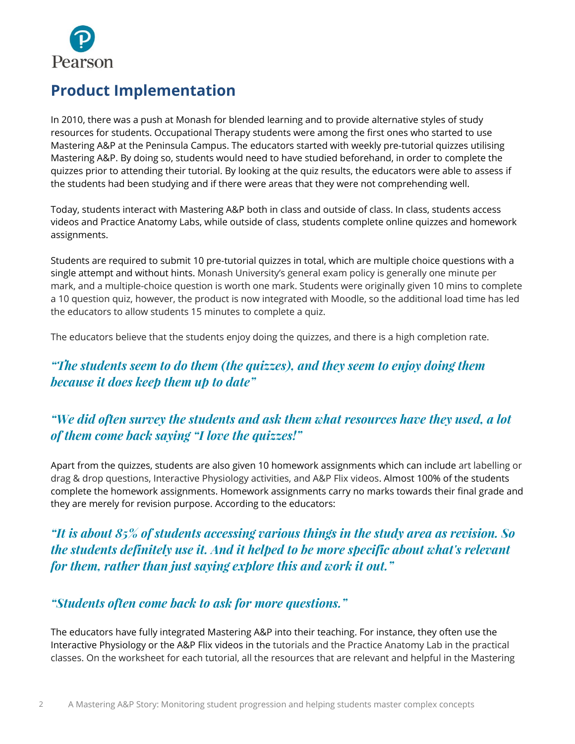## Product Implementation

In 2010, there was a push at Monash for blended learning and to provide alternative styles of study resources for students. Occupational Therapy students were among the first ones who started to use Mastering A&P at the Peninsula Campus. The educators started with weekly pre-tutorial quizzes utilising Mastering A&P. By doing so, students would need to have studied beforehand, in order to complete the quizzes prior to attending their tutorial. By looking at the quiz results, the educators were able to assess if the students had been studying and if there were areas that they were not comprehending well.

Today, students interact with Mastering A&P both in class and outside of class. In class, students access videos and Practice Anatomy Labs, while outside of class, students complete online quizzes and homework assignments.

Students are required to submit 10 pre-tutorial quizzes in total, which are multiple choice questions with a single attempt and without hints. Monash University's general exam policy is generally one minute per mark, and a multiple-choice question is worth one mark. Students were originally given 10 mins to complete a 10 question quiz, however, the product is now integrated with Moodle, so the additional load time has led the educators to allow students 15 minutes to complete a quiz.

The educators believe that the students enjoy doing the quizzes, and there is a high completion rate.

### *"The students seem to do them (the quizzes), and they seem to enjoy doing them because it does keep them up to date"*

### *"We did often survey the students and ask them what resources have they used, a lot of them come back saying "I love the quizzes!""*

Apart from the quizzes, students are also given 10 homework assignments which can include art labelling or drag & drop questions, Interactive Physiology activities, and A&P Flix videos. Almost 100% of the students complete the homework assignments. Homework assignments carry no marks towards their final grade and they are merely for revision purpose. According to the educators:

### *"It is about 85% of students accessing various things in the study area as revision. So the students definitely use it. And it helped to be more specific about what's relevant for them, rather than just saying explore this and work it out."*

### *"Students often come back to ask for more questions."*

The educators have fully integrated Mastering A&P into their teaching. For instance, they often use the Interactive Physiology or the A&P Flix videos in the tutorials and the Practice Anatomy Lab in the practical classes. On the worksheet for each tutorial, all the resources that are relevant and helpful in the Mastering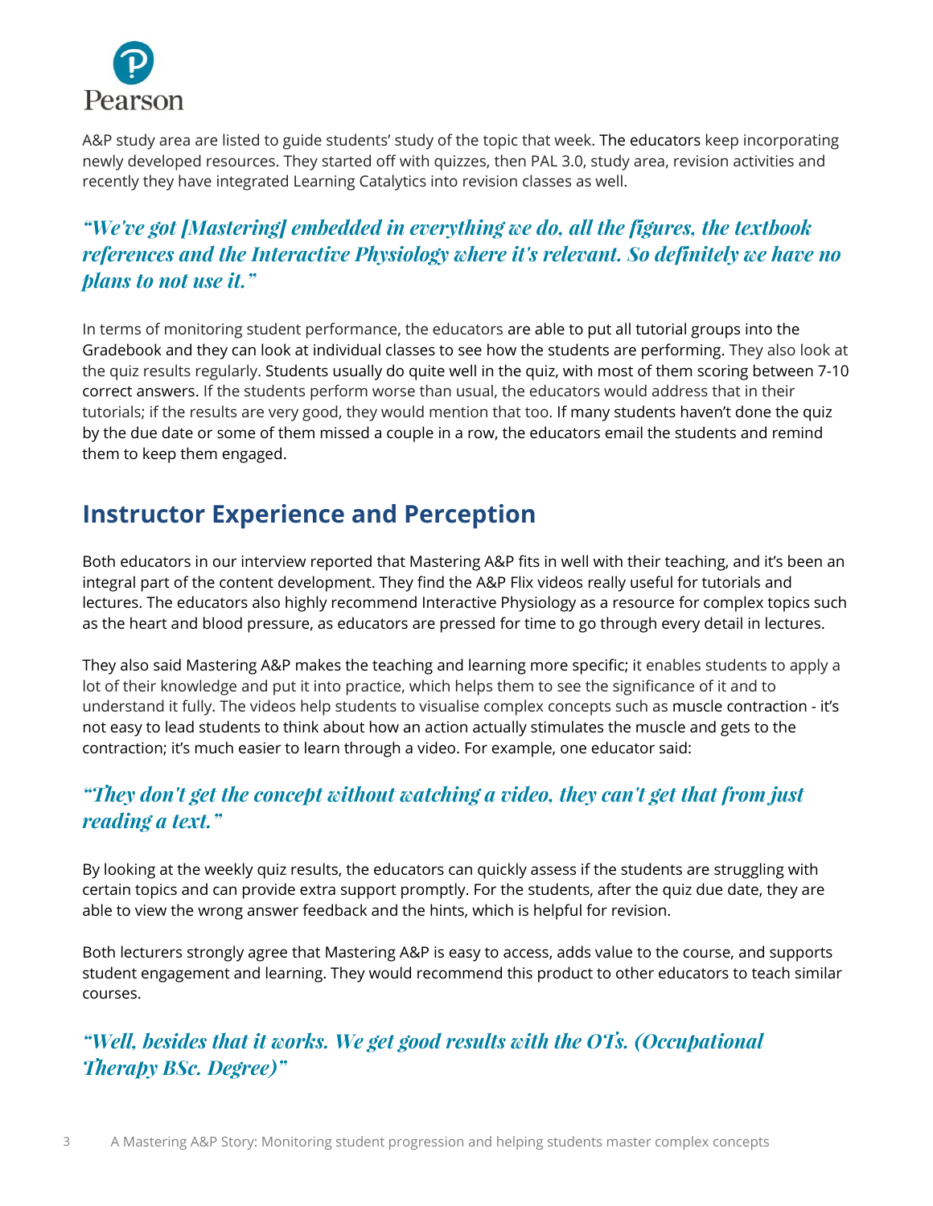A&P study area are listed to guide students' study of the topic that week. The educators keep incorporating newly developed resources. They started off with quizzes, then PAL 3.0, study area, revision activities and recently they have integrated Learning Catalytics into revision classes as well.

### *"We've got [Mastering] embedded in everything we do, all the figures, the textbook references and the Interactive Physiology where it's relevant. So definitely we have no plans to not use it."*

In terms of monitoring student performance, the educators are able to put all tutorial groups into the Gradebook and they can look at individual classes to see how the students are performing. They also look at the quiz results regularly. Students usually do quite well in the quiz, with most of them scoring between 7-10 correct answers. If the students perform worse than usual, the educators would address that in their tutorials; if the results are very good, they would mention that too. If many students haven't done the quiz by the due date or some of them missed a couple in a row, the educators email the students and remind them to keep them engaged.

## Instructor Experience and Perception

Both educators in our interview reported that Mastering A&P fits in well with their teaching, and it's been an integral part of the content development. They find the A&P Flix videos really useful for tutorials and lectures. The educators also highly recommend Interactive Physiology as a resource for complex topics such as the heart and blood pressure, as educators are pressed for time to go through every detail in lectures.

They also said Mastering A&P makes the teaching and learning more specific; it enables students to apply a lot of their knowledge and put it into practice, which helps them to see the significance of it and to understand it fully. The videos help students to visualise complex concepts such as muscle contraction - it's not easy to lead students to think about how an action actually stimulates the muscle and gets to the contraction; it's much easier to learn through a video. For example, one educator said:

### *"They don't get the concept without watching a video, they can't get that from just reading a text."*

By looking at the weekly quiz results, the educators can quickly assess if the students are struggling with certain topics and can provide extra support promptly. For the students, after the quiz due date, they are able to view the wrong answer feedback and the hints, which is helpful for revision.

Both lecturers strongly agree that Mastering A&P is easy to access, adds value to the course, and supports student engagement and learning. They would recommend this product to other educators to teach similar courses.

### *"Well, besides that it works. We get good results with the OTs. (Occupational Therapy BSc. Degree)"*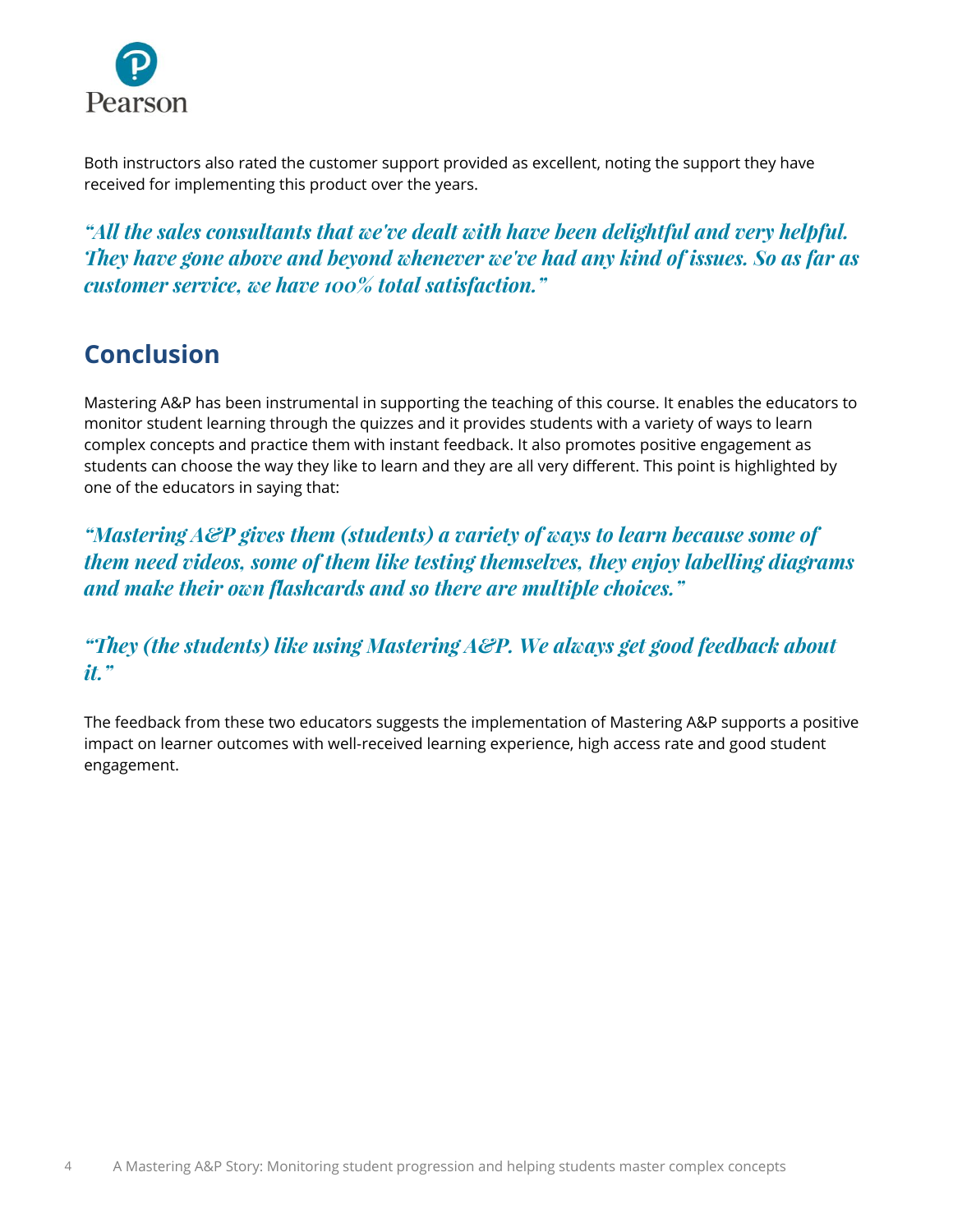Both instructors also rated the customer support provided as excellent, noting the support they have received for implementing this product over the years.

*"All the sales consultants that we've dealt with have been delightful and very helpful. They have gone above and beyond whenever we've had any kind of issues. So as far as customer service, we have 100% total satisfaction."*

## Conclusion

Mastering A&P has been instrumental in supporting the teaching of this course. It enables the educators to monitor student learning through the quizzes and it provides students with a variety of ways to learn complex concepts and practice them with instant feedback. It also promotes positive engagement as students can choose the way they like to learn and they are all very different. This point is highlighted by one of the educators in saying that:

*"Mastering A&P gives them (students) a variety of ways to learn because some of them need videos, some of them like testing themselves, they enjoy labelling diagrams and make their own flashcards and so there are multiple choices."*

*"They (the students) like using Mastering A&P. We always get good feedback about it."*

The feedback from these two educators suggests the implementation of Mastering A&P supports a positive impact on learner outcomes with well-received learning experience, high access rate and good student engagement.